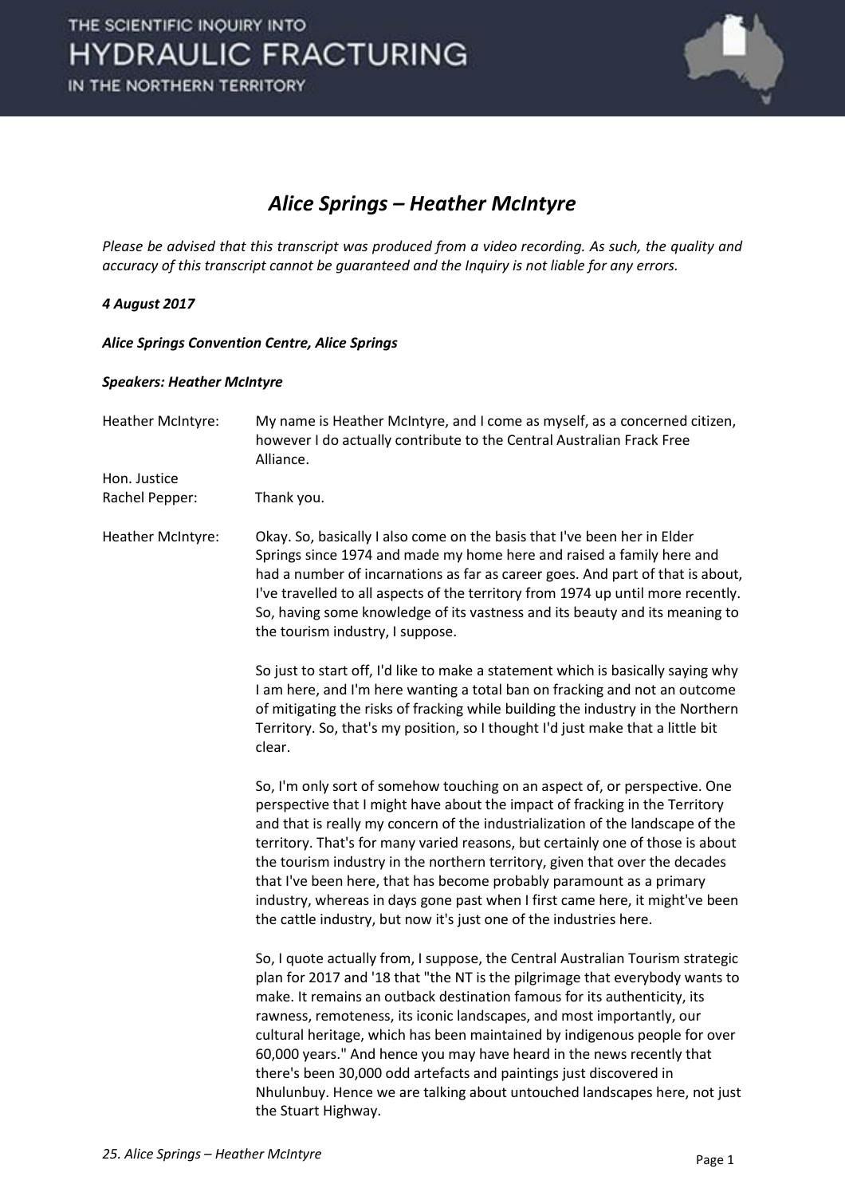# Alice Springs – Heather McIntyre

*Please be advised that this transcript was produced from a video recording. As such, the quality and accuracy of this transcript cannot be guaranteed and the Inquiry is not liable for any errors.*

***4 August 2017***

***Alice Springs Convention Centre, Alice Springs***

***Speakers: Heather McIntyre***

Heather McIntyre: My name is Heather McIntyre, and I come as myself, as a concerned citizen, however I do actually contribute to the Central Australian Frack Free Alliance.

Hon. Justice Rachel Pepper: Thank you.

Heather McIntyre: Okay. So, basically I also come on the basis that I've been her in Elder Springs since 1974 and made my home here and raised a family here and had a number of incarnations as far as career goes. And part of that is about, I've travelled to all aspects of the territory from 1974 up until more recently. So, having some knowledge of its vastness and its beauty and its meaning to the tourism industry, I suppose.

So just to start off, I'd like to make a statement which is basically saying why I am here, and I'm here wanting a total ban on fracking and not an outcome of mitigating the risks of fracking while building the industry in the Northern Territory. So, that's my position, so I thought I'd just make that a little bit clear.

So, I'm only sort of somehow touching on an aspect of, or perspective. One perspective that I might have about the impact of fracking in the Territory and that is really my concern of the industrialization of the landscape of the territory. That's for many varied reasons, but certainly one of those is about the tourism industry in the northern territory, given that over the decades that I've been here, that has become probably paramount as a primary industry, whereas in days gone past when I first came here, it might've been the cattle industry, but now it's just one of the industries here.

So, I quote actually from, I suppose, the Central Australian Tourism strategic plan for 2017 and '18 that "the NT is the pilgrimage that everybody wants to make. It remains an outback destination famous for its authenticity, its rawness, remoteness, its iconic landscapes, and most importantly, our cultural heritage, which has been maintained by indigenous people for over 60,000 years." And hence you may have heard in the news recently that there's been 30,000 odd artefacts and paintings just discovered in Nhulunbuy. Hence we are talking about untouched landscapes here, not just the Stuart Highway.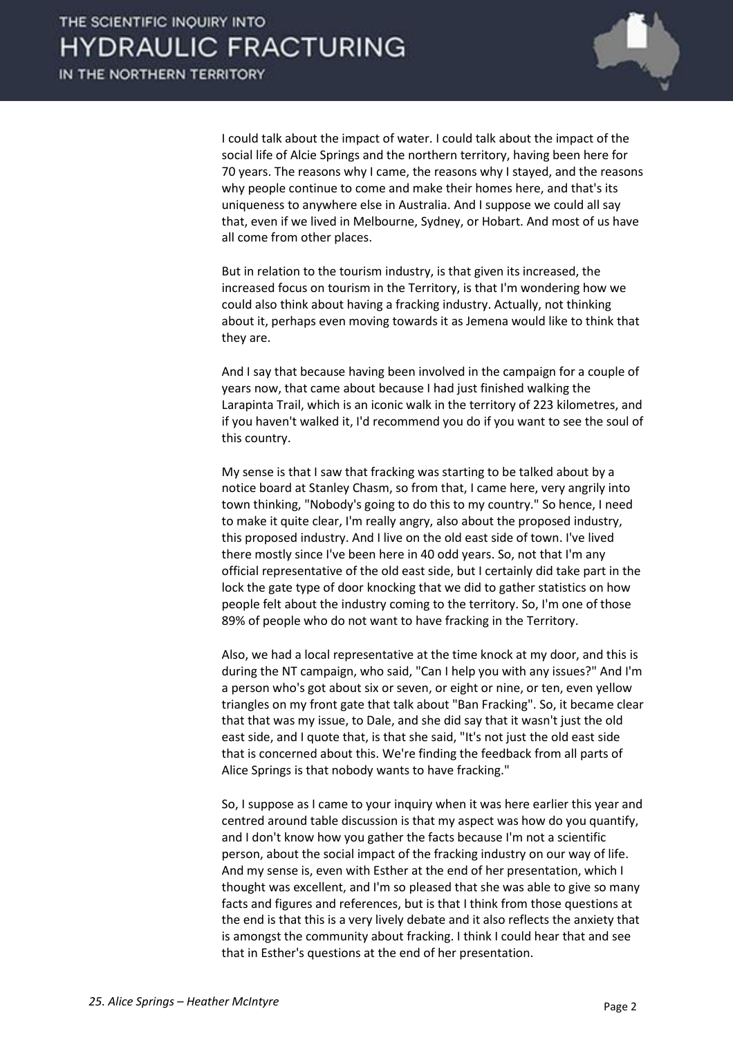I could talk about the impact of water. I could talk about the impact of the social life of Alcie Springs and the northern territory, having been here for 70 years. The reasons why I came, the reasons why I stayed, and the reasons why people continue to come and make their homes here, and that's its uniqueness to anywhere else in Australia. And I suppose we could all say that, even if we lived in Melbourne, Sydney, or Hobart. And most of us have all come from other places.

But in relation to the tourism industry, is that given its increased, the increased focus on tourism in the Territory, is that I'm wondering how we could also think about having a fracking industry. Actually, not thinking about it, perhaps even moving towards it as Jemena would like to think that they are.

And I say that because having been involved in the campaign for a couple of years now, that came about because I had just finished walking the Larapinta Trail, which is an iconic walk in the territory of 223 kilometres, and if you haven't walked it, I'd recommend you do if you want to see the soul of this country.

My sense is that I saw that fracking was starting to be talked about by a notice board at Stanley Chasm, so from that, I came here, very angrily into town thinking, "Nobody's going to do this to my country." So hence, I need to make it quite clear, I'm really angry, also about the proposed industry, this proposed industry. And I live on the old east side of town. I've lived there mostly since I've been here in 40 odd years. So, not that I'm any official representative of the old east side, but I certainly did take part in the lock the gate type of door knocking that we did to gather statistics on how people felt about the industry coming to the territory. So, I'm one of those 89% of people who do not want to have fracking in the Territory.

Also, we had a local representative at the time knock at my door, and this is during the NT campaign, who said, "Can I help you with any issues?" And I'm a person who's got about six or seven, or eight or nine, or ten, even yellow triangles on my front gate that talk about "Ban Fracking". So, it became clear that that was my issue, to Dale, and she did say that it wasn't just the old east side, and I quote that, is that she said, "It's not just the old east side that is concerned about this. We're finding the feedback from all parts of Alice Springs is that nobody wants to have fracking."

So, I suppose as I came to your inquiry when it was here earlier this year and centred around table discussion is that my aspect was how do you quantify, and I don't know how you gather the facts because I'm not a scientific person, about the social impact of the fracking industry on our way of life. And my sense is, even with Esther at the end of her presentation, which I thought was excellent, and I'm so pleased that she was able to give so many facts and figures and references, but is that I think from those questions at the end is that this is a very lively debate and it also reflects the anxiety that is amongst the community about fracking. I think I could hear that and see that in Esther's questions at the end of her presentation.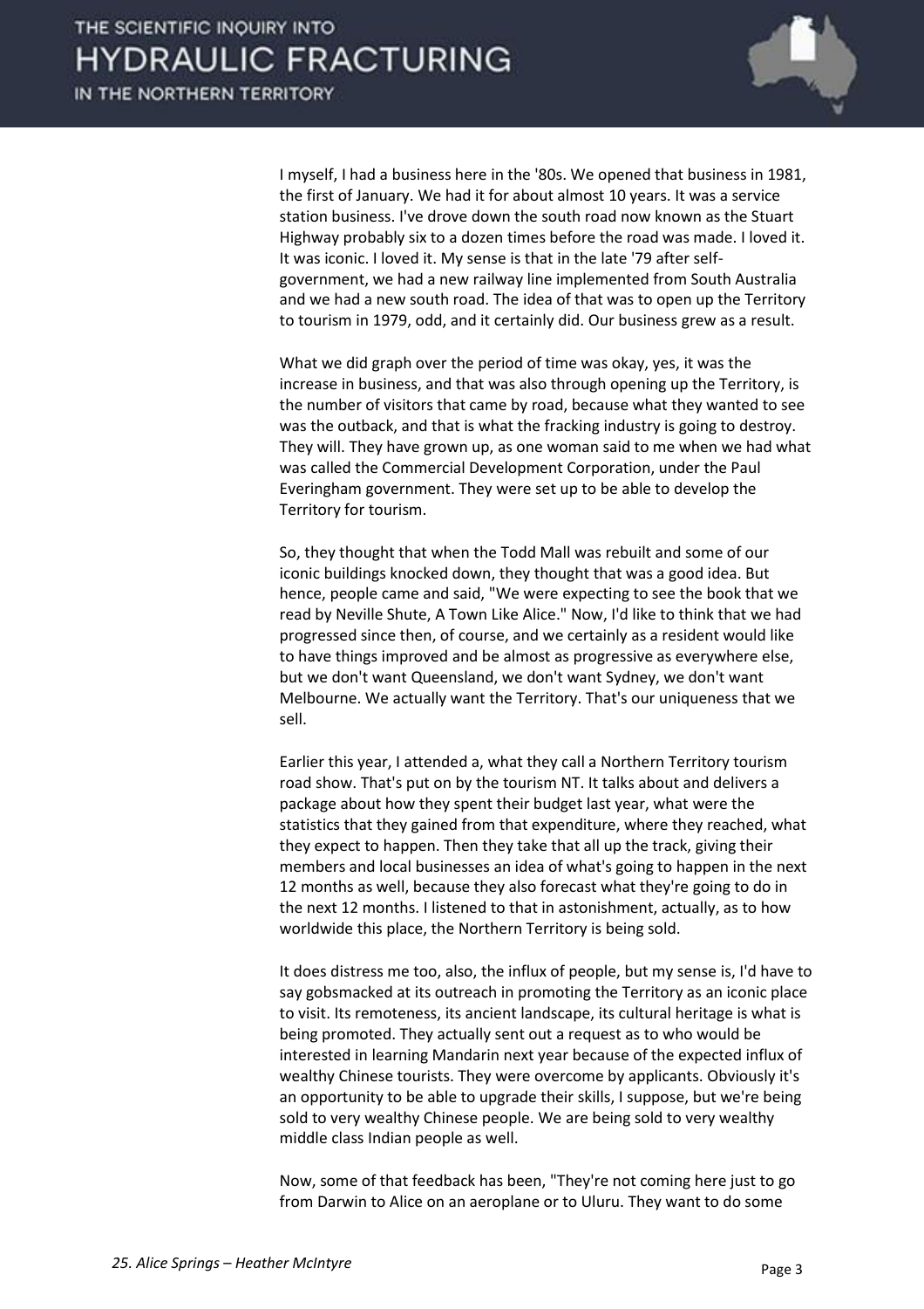I myself, I had a business here in the '80s. We opened that business in 1981, the first of January. We had it for about almost 10 years. It was a service station business. I've drove down the south road now known as the Stuart Highway probably six to a dozen times before the road was made. I loved it. It was iconic. I loved it. My sense is that in the late '79 after self-government, we had a new railway line implemented from South Australia and we had a new south road. The idea of that was to open up the Territory to tourism in 1979, odd, and it certainly did. Our business grew as a result.

What we did graph over the period of time was okay, yes, it was the increase in business, and that was also through opening up the Territory, is the number of visitors that came by road, because what they wanted to see was the outback, and that is what the fracking industry is going to destroy. They will. They have grown up, as one woman said to me when we had what was called the Commercial Development Corporation, under the Paul Everingham government. They were set up to be able to develop the Territory for tourism.

So, they thought that when the Todd Mall was rebuilt and some of our iconic buildings knocked down, they thought that was a good idea. But hence, people came and said, "We were expecting to see the book that we read by Neville Shute, A Town Like Alice." Now, I'd like to think that we had progressed since then, of course, and we certainly as a resident would like to have things improved and be almost as progressive as everywhere else, but we don't want Queensland, we don't want Sydney, we don't want Melbourne. We actually want the Territory. That's our uniqueness that we sell.

Earlier this year, I attended a, what they call a Northern Territory tourism road show. That's put on by the tourism NT. It talks about and delivers a package about how they spent their budget last year, what were the statistics that they gained from that expenditure, where they reached, what they expect to happen. Then they take that all up the track, giving their members and local businesses an idea of what's going to happen in the next 12 months as well, because they also forecast what they're going to do in the next 12 months. I listened to that in astonishment, actually, as to how worldwide this place, the Northern Territory is being sold.

It does distress me too, also, the influx of people, but my sense is, I'd have to say gobsmacked at its outreach in promoting the Territory as an iconic place to visit. Its remoteness, its ancient landscape, its cultural heritage is what is being promoted. They actually sent out a request as to who would be interested in learning Mandarin next year because of the expected influx of wealthy Chinese tourists. They were overcome by applicants. Obviously it's an opportunity to be able to upgrade their skills, I suppose, but we're being sold to very wealthy Chinese people. We are being sold to very wealthy middle class Indian people as well.

Now, some of that feedback has been, "They're not coming here just to go from Darwin to Alice on an aeroplane or to Uluru. They want to do some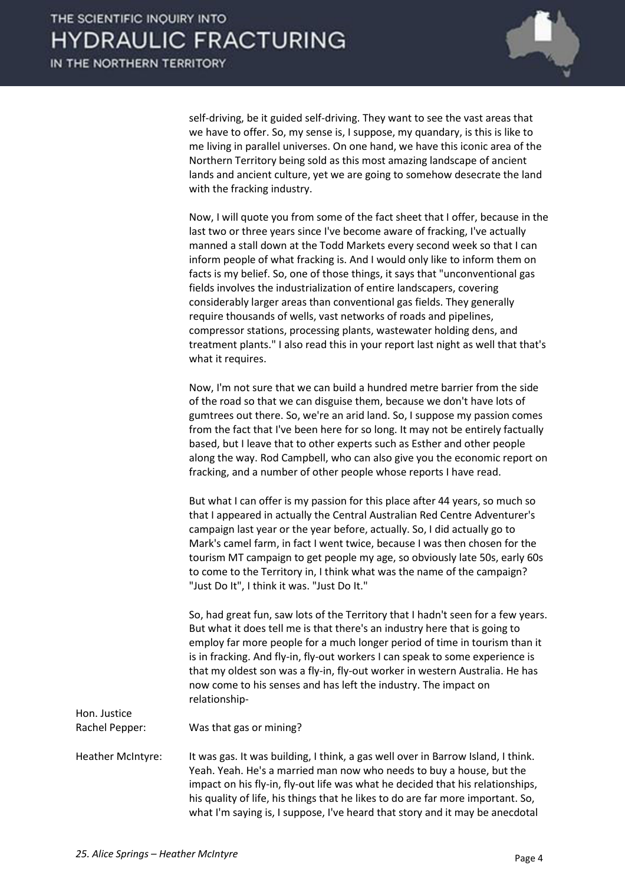self-driving, be it guided self-driving. They want to see the vast areas that we have to offer. So, my sense is, I suppose, my quandary, is this is like to me living in parallel universes. On one hand, we have this iconic area of the Northern Territory being sold as this most amazing landscape of ancient lands and ancient culture, yet we are going to somehow desecrate the land with the fracking industry.

Now, I will quote you from some of the fact sheet that I offer, because in the last two or three years since I've become aware of fracking, I've actually manned a stall down at the Todd Markets every second week so that I can inform people of what fracking is. And I would only like to inform them on facts is my belief. So, one of those things, it says that "unconventional gas fields involves the industrialization of entire landscapers, covering considerably larger areas than conventional gas fields. They generally require thousands of wells, vast networks of roads and pipelines, compressor stations, processing plants, wastewater holding dens, and treatment plants." I also read this in your report last night as well that that's what it requires.

Now, I'm not sure that we can build a hundred metre barrier from the side of the road so that we can disguise them, because we don't have lots of gumtrees out there. So, we're an arid land. So, I suppose my passion comes from the fact that I've been here for so long. It may not be entirely factually based, but I leave that to other experts such as Esther and other people along the way. Rod Campbell, who can also give you the economic report on fracking, and a number of other people whose reports I have read.

But what I can offer is my passion for this place after 44 years, so much so that I appeared in actually the Central Australian Red Centre Adventurer's campaign last year or the year before, actually. So, I did actually go to Mark's camel farm, in fact I went twice, because I was then chosen for the tourism MT campaign to get people my age, so obviously late 50s, early 60s to come to the Territory in, I think what was the name of the campaign? "Just Do It", I think it was. "Just Do It."

So, had great fun, saw lots of the Territory that I hadn't seen for a few years. But what it does tell me is that there's an industry here that is going to employ far more people for a much longer period of time in tourism than it is in fracking. And fly-in, fly-out workers I can speak to some experience is that my oldest son was a fly-in, fly-out worker in western Australia. He has now come to his senses and has left the industry. The impact on relationship-

**Hon. Justice Rachel Pepper:** Was that gas or mining?

**Heather McIntyre:** It was gas. It was building, I think, a gas well over in Barrow Island, I think. Yeah. Yeah. He's a married man now who needs to buy a house, but the impact on his fly-in, fly-out life was what he decided that his relationships, his quality of life, his things that he likes to do are far more important. So, what I'm saying is, I suppose, I've heard that story and it may be anecdotal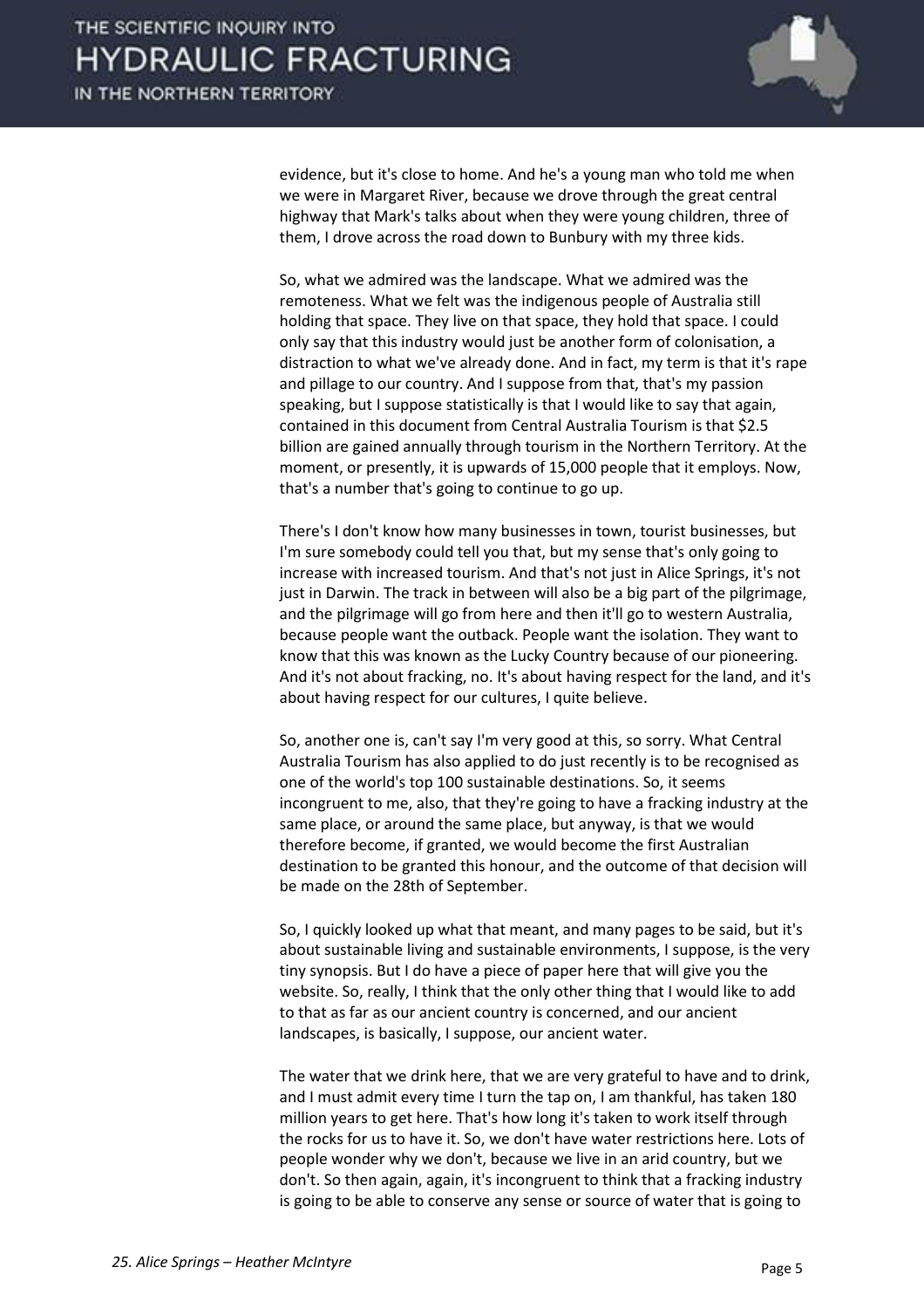evidence, but it's close to home. And he's a young man who told me when we were in Margaret River, because we drove through the great central highway that Mark's talks about when they were young children, three of them, I drove across the road down to Bunbury with my three kids.

So, what we admired was the landscape. What we admired was the remoteness. What we felt was the indigenous people of Australia still holding that space. They live on that space, they hold that space. I could only say that this industry would just be another form of colonisation, a distraction to what we've already done. And in fact, my term is that it's rape and pillage to our country. And I suppose from that, that's my passion speaking, but I suppose statistically is that I would like to say that again, contained in this document from Central Australia Tourism is that $2.5 billion are gained annually through tourism in the Northern Territory. At the moment, or presently, it is upwards of 15,000 people that it employs. Now, that's a number that's going to continue to go up.

There's I don't know how many businesses in town, tourist businesses, but I'm sure somebody could tell you that, but my sense that's only going to increase with increased tourism. And that's not just in Alice Springs, it's not just in Darwin. The track in between will also be a big part of the pilgrimage, and the pilgrimage will go from here and then it'll go to western Australia, because people want the outback. People want the isolation. They want to know that this was known as the Lucky Country because of our pioneering. And it's not about fracking, no. It's about having respect for the land, and it's about having respect for our cultures, I quite believe.

So, another one is, can't say I'm very good at this, so sorry. What Central Australia Tourism has also applied to do just recently is to be recognised as one of the world's top 100 sustainable destinations. So, it seems incongruent to me, also, that they're going to have a fracking industry at the same place, or around the same place, but anyway, is that we would therefore become, if granted, we would become the first Australian destination to be granted this honour, and the outcome of that decision will be made on the 28th of September.

So, I quickly looked up what that meant, and many pages to be said, but it's about sustainable living and sustainable environments, I suppose, is the very tiny synopsis. But I do have a piece of paper here that will give you the website. So, really, I think that the only other thing that I would like to add to that as far as our ancient country is concerned, and our ancient landscapes, is basically, I suppose, our ancient water.

The water that we drink here, that we are very grateful to have and to drink, and I must admit every time I turn the tap on, I am thankful, has taken 180 million years to get here. That's how long it's taken to work itself through the rocks for us to have it. So, we don't have water restrictions here. Lots of people wonder why we don't, because we live in an arid country, but we don't. So then again, again, it's incongruent to think that a fracking industry is going to be able to conserve any sense or source of water that is going to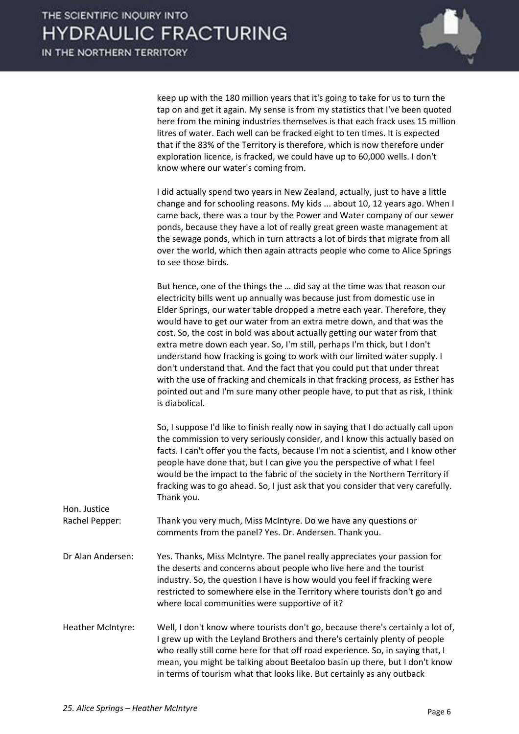keep up with the 180 million years that it's going to take for us to turn the tap on and get it again. My sense is from my statistics that I've been quoted here from the mining industries themselves is that each frack uses 15 million litres of water. Each well can be fracked eight to ten times. It is expected that if the 83% of the Territory is therefore, which is now therefore under exploration licence, is fracked, we could have up to 60,000 wells. I don't know where our water's coming from.

I did actually spend two years in New Zealand, actually, just to have a little change and for schooling reasons. My kids ... about 10, 12 years ago. When I came back, there was a tour by the Power and Water company of our sewer ponds, because they have a lot of really great green waste management at the sewage ponds, which in turn attracts a lot of birds that migrate from all over the world, which then again attracts people who come to Alice Springs to see those birds.

But hence, one of the things the … did say at the time was that reason our electricity bills went up annually was because just from domestic use in Elder Springs, our water table dropped a metre each year. Therefore, they would have to get our water from an extra metre down, and that was the cost. So, the cost in bold was about actually getting our water from that extra metre down each year. So, I'm still, perhaps I'm thick, but I don't understand how fracking is going to work with our limited water supply. I don't understand that. And the fact that you could put that under threat with the use of fracking and chemicals in that fracking process, as Esther has pointed out and I'm sure many other people have, to put that as risk, I think is diabolical.

So, I suppose I'd like to finish really now in saying that I do actually call upon the commission to very seriously consider, and I know this actually based on facts. I can't offer you the facts, because I'm not a scientist, and I know other people have done that, but I can give you the perspective of what I feel would be the impact to the fabric of the society in the Northern Territory if fracking was to go ahead. So, I just ask that you consider that very carefully. Thank you.

**Hon. Justice Rachel Pepper:** Thank you very much, Miss McIntyre. Do we have any questions or comments from the panel? Yes. Dr. Andersen. Thank you.

**Dr Alan Andersen:** Yes. Thanks, Miss McIntyre. The panel really appreciates your passion for the deserts and concerns about people who live here and the tourist industry. So, the question I have is how would you feel if fracking were restricted to somewhere else in the Territory where tourists don't go and where local communities were supportive of it?

**Heather McIntyre:** Well, I don't know where tourists don't go, because there's certainly a lot of, I grew up with the Leyland Brothers and there's certainly plenty of people who really still come here for that off road experience. So, in saying that, I mean, you might be talking about Beetaloo basin up there, but I don't know in terms of tourism what that looks like. But certainly as any outback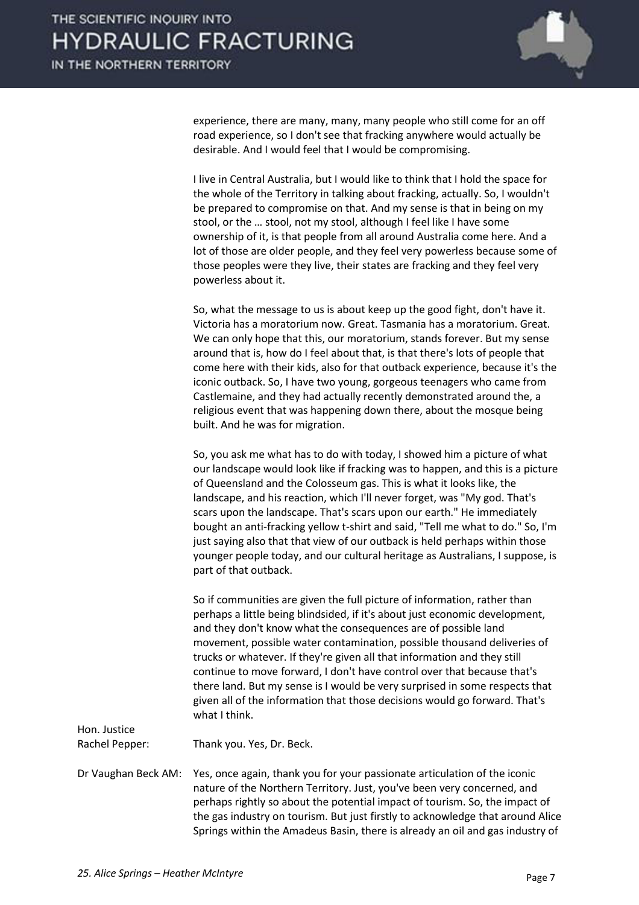experience, there are many, many, many people who still come for an off road experience, so I don't see that fracking anywhere would actually be desirable. And I would feel that I would be compromising.

I live in Central Australia, but I would like to think that I hold the space for the whole of the Territory in talking about fracking, actually. So, I wouldn't be prepared to compromise on that. And my sense is that in being on my stool, or the … stool, not my stool, although I feel like I have some ownership of it, is that people from all around Australia come here. And a lot of those are older people, and they feel very powerless because some of those peoples were they live, their states are fracking and they feel very powerless about it.

So, what the message to us is about keep up the good fight, don't have it. Victoria has a moratorium now. Great. Tasmania has a moratorium. Great. We can only hope that this, our moratorium, stands forever. But my sense around that is, how do I feel about that, is that there's lots of people that come here with their kids, also for that outback experience, because it's the iconic outback. So, I have two young, gorgeous teenagers who came from Castlemaine, and they had actually recently demonstrated around the, a religious event that was happening down there, about the mosque being built. And he was for migration.

So, you ask me what has to do with today, I showed him a picture of what our landscape would look like if fracking was to happen, and this is a picture of Queensland and the Colosseum gas. This is what it looks like, the landscape, and his reaction, which I'll never forget, was "My god. That's scars upon the landscape. That's scars upon our earth." He immediately bought an anti-fracking yellow t-shirt and said, "Tell me what to do." So, I'm just saying also that that view of our outback is held perhaps within those younger people today, and our cultural heritage as Australians, I suppose, is part of that outback.

So if communities are given the full picture of information, rather than perhaps a little being blindsided, if it's about just economic development, and they don't know what the consequences are of possible land movement, possible water contamination, possible thousand deliveries of trucks or whatever. If they're given all that information and they still continue to move forward, I don't have control over that because that's there land. But my sense is I would be very surprised in some respects that given all of the information that those decisions would go forward. That's what I think.

**Hon. Justice Rachel Pepper:** Thank you. Yes, Dr. Beck.

**Dr Vaughan Beck AM:** Yes, once again, thank you for your passionate articulation of the iconic nature of the Northern Territory. Just, you've been very concerned, and perhaps rightly so about the potential impact of tourism. So, the impact of the gas industry on tourism. But just firstly to acknowledge that around Alice Springs within the Amadeus Basin, there is already an oil and gas industry of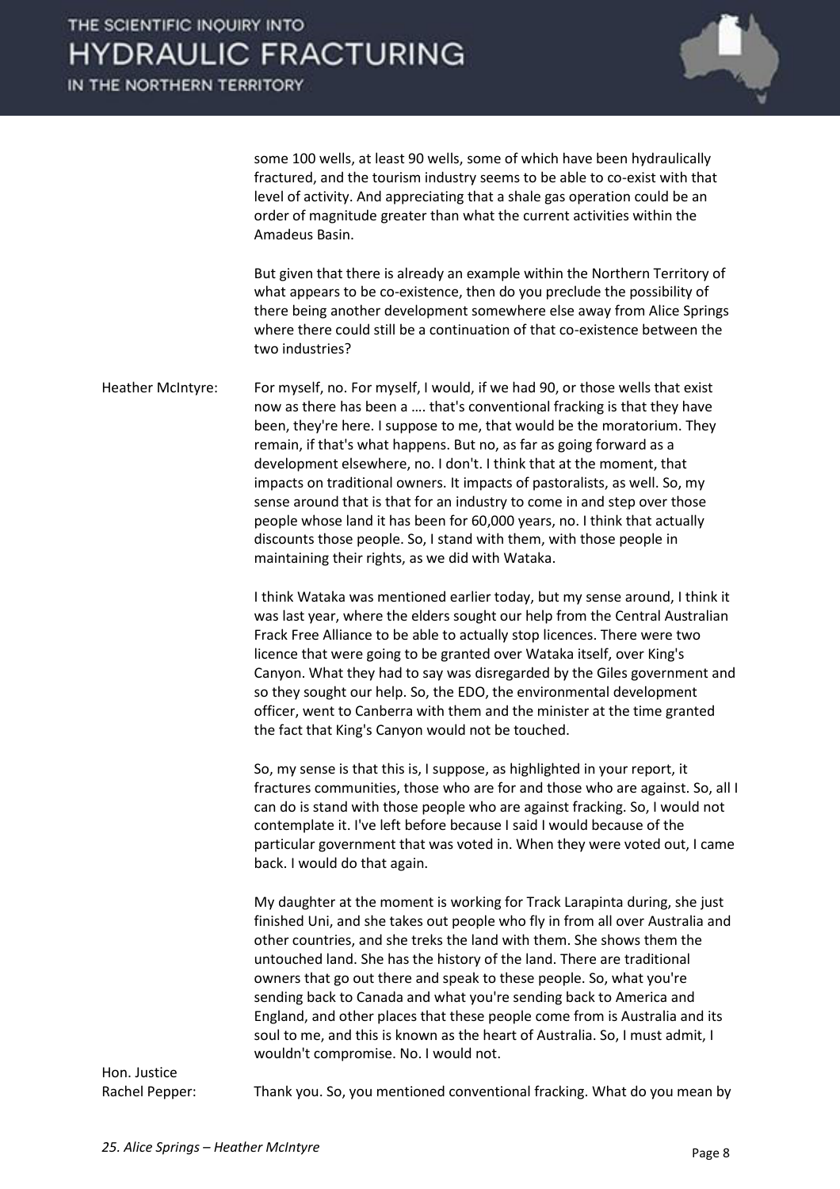some 100 wells, at least 90 wells, some of which have been hydraulically fractured, and the tourism industry seems to be able to co-exist with that level of activity. And appreciating that a shale gas operation could be an order of magnitude greater than what the current activities within the Amadeus Basin.

But given that there is already an example within the Northern Territory of what appears to be co-existence, then do you preclude the possibility of there being another development somewhere else away from Alice Springs where there could still be a continuation of that co-existence between the two industries?

**Heather McIntyre:** For myself, no. For myself, I would, if we had 90, or those wells that exist now as there has been a …. that's conventional fracking is that they have been, they're here. I suppose to me, that would be the moratorium. They remain, if that's what happens. But no, as far as going forward as a development elsewhere, no. I don't. I think that at the moment, that impacts on traditional owners. It impacts of pastoralists, as well. So, my sense around that is that for an industry to come in and step over those people whose land it has been for 60,000 years, no. I think that actually discounts those people. So, I stand with them, with those people in maintaining their rights, as we did with Wataka.

I think Wataka was mentioned earlier today, but my sense around, I think it was last year, where the elders sought our help from the Central Australian Frack Free Alliance to be able to actually stop licences. There were two licence that were going to be granted over Wataka itself, over King's Canyon. What they had to say was disregarded by the Giles government and so they sought our help. So, the EDO, the environmental development officer, went to Canberra with them and the minister at the time granted the fact that King's Canyon would not be touched.

So, my sense is that this is, I suppose, as highlighted in your report, it fractures communities, those who are for and those who are against. So, all I can do is stand with those people who are against fracking. So, I would not contemplate it. I've left before because I said I would because of the particular government that was voted in. When they were voted out, I came back. I would do that again.

My daughter at the moment is working for Track Larapinta during, she just finished Uni, and she takes out people who fly in from all over Australia and other countries, and she treks the land with them. She shows them the untouched land. She has the history of the land. There are traditional owners that go out there and speak to these people. So, what you're sending back to Canada and what you're sending back to America and England, and other places that these people come from is Australia and its soul to me, and this is known as the heart of Australia. So, I must admit, I wouldn't compromise. No. I would not.

**Hon. Justice Rachel Pepper:** Thank you. So, you mentioned conventional fracking. What do you mean by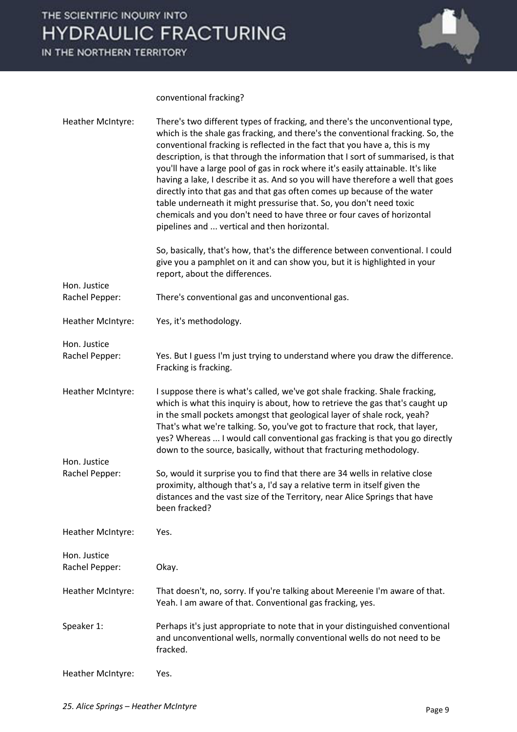conventional fracking?

**Heather McIntyre:** There's two different types of fracking, and there's the unconventional type, which is the shale gas fracking, and there's the conventional fracking. So, the conventional fracking is reflected in the fact that you have a, this is my description, is that through the information that I sort of summarised, is that you'll have a large pool of gas in rock where it's easily attainable. It's like having a lake, I describe it as. And so you will have therefore a well that goes directly into that gas and that gas often comes up because of the water table underneath it might pressurise that. So, you don't need toxic chemicals and you don't need to have three or four caves of horizontal pipelines and ... vertical and then horizontal.

So, basically, that's how, that's the difference between conventional. I could give you a pamphlet on it and can show you, but it is highlighted in your report, about the differences.

**Hon. Justice Rachel Pepper:** There's conventional gas and unconventional gas.

**Heather McIntyre:** Yes, it's methodology.

**Hon. Justice Rachel Pepper:** Yes. But I guess I'm just trying to understand where you draw the difference. Fracking is fracking.

**Heather McIntyre:** I suppose there is what's called, we've got shale fracking. Shale fracking, which is what this inquiry is about, how to retrieve the gas that's caught up in the small pockets amongst that geological layer of shale rock, yeah? That's what we're talking. So, you've got to fracture that rock, that layer, yes? Whereas ... I would call conventional gas fracking is that you go directly down to the source, basically, without that fracturing methodology.

**Hon. Justice Rachel Pepper:** So, would it surprise you to find that there are 34 wells in relative close proximity, although that's a, I'd say a relative term in itself given the distances and the vast size of the Territory, near Alice Springs that have been fracked?

**Heather McIntyre:** Yes.

**Hon. Justice Rachel Pepper:** Okay.

**Heather McIntyre:** That doesn't, no, sorry. If you're talking about Mereenie I'm aware of that. Yeah. I am aware of that. Conventional gas fracking, yes.

**Speaker 1:** Perhaps it's just appropriate to note that in your distinguished conventional and unconventional wells, normally conventional wells do not need to be fracked.

**Heather McIntyre:** Yes.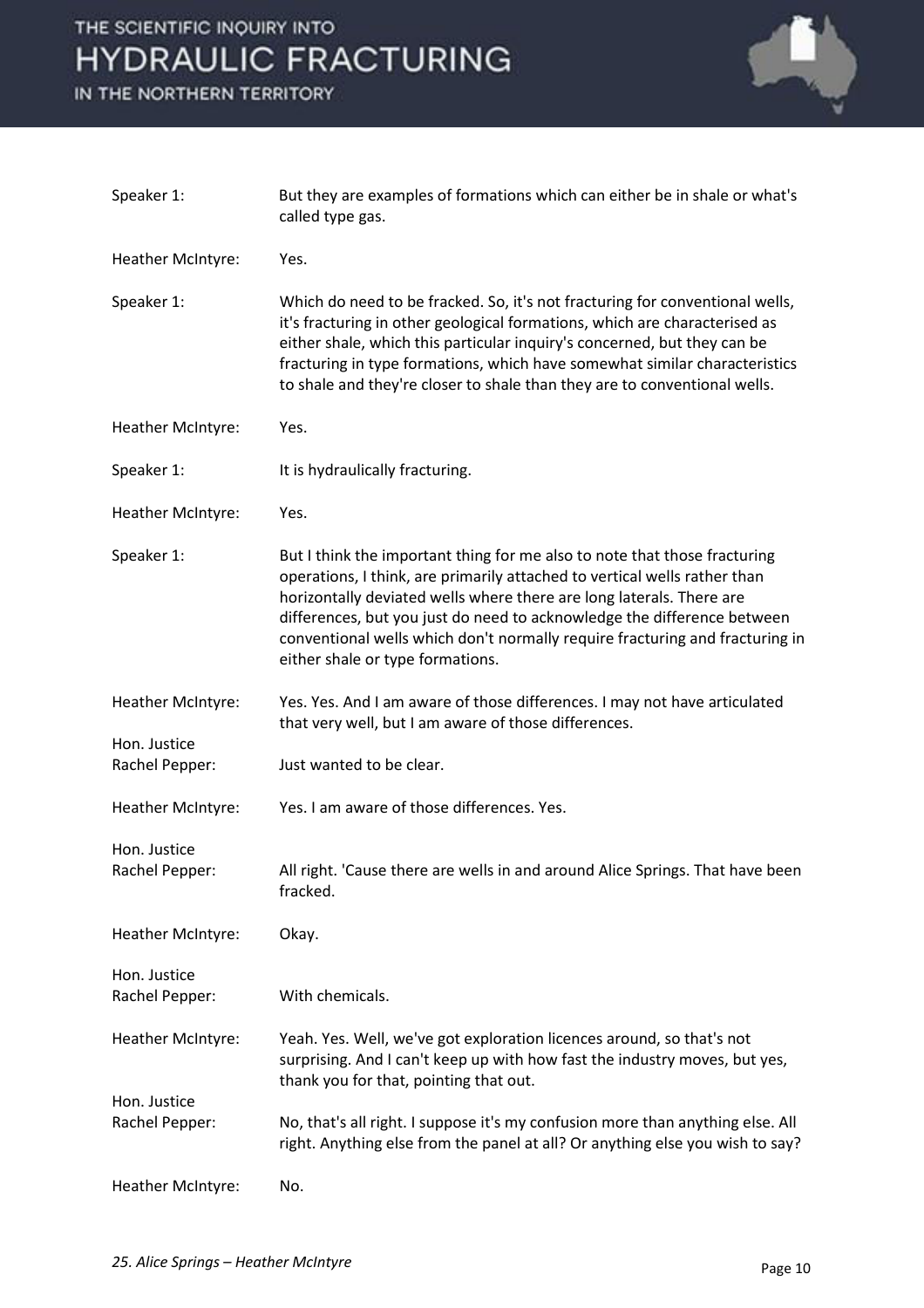Speaker 1: But they are examples of formations which can either be in shale or what's called type gas.

Heather McIntyre: Yes.

Speaker 1: Which do need to be fracked. So, it's not fracturing for conventional wells, it's fracturing in other geological formations, which are characterised as either shale, which this particular inquiry's concerned, but they can be fracturing in type formations, which have somewhat similar characteristics to shale and they're closer to shale than they are to conventional wells.

Heather McIntyre: Yes.

Speaker 1: It is hydraulically fracturing.

Heather McIntyre: Yes.

Speaker 1: But I think the important thing for me also to note that those fracturing operations, I think, are primarily attached to vertical wells rather than horizontally deviated wells where there are long laterals. There are differences, but you just do need to acknowledge the difference between conventional wells which don't normally require fracturing and fracturing in either shale or type formations.

Heather McIntyre: Yes. Yes. And I am aware of those differences. I may not have articulated that very well, but I am aware of those differences.

Hon. Justice Rachel Pepper: Just wanted to be clear.

Heather McIntyre: Yes. I am aware of those differences. Yes.

Hon. Justice Rachel Pepper: All right. 'Cause there are wells in and around Alice Springs. That have been fracked.

Heather McIntyre: Okay.

Hon. Justice Rachel Pepper: With chemicals.

Heather McIntyre: Yeah. Yes. Well, we've got exploration licences around, so that's not surprising. And I can't keep up with how fast the industry moves, but yes, thank you for that, pointing that out.

Hon. Justice Rachel Pepper: No, that's all right. I suppose it's my confusion more than anything else. All right. Anything else from the panel at all? Or anything else you wish to say?

Heather McIntyre: No.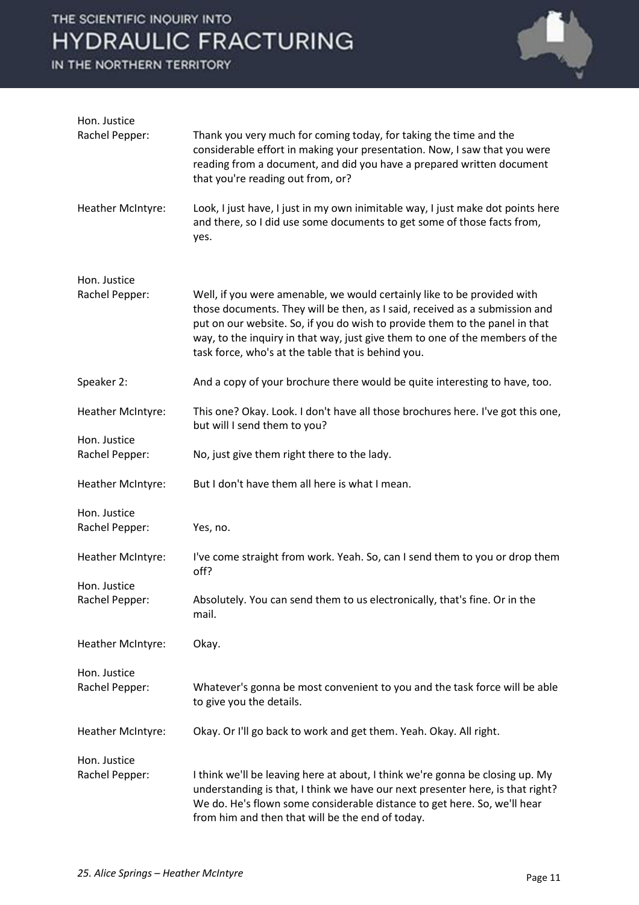**Hon. Justice Rachel Pepper:** Thank you very much for coming today, for taking the time and the considerable effort in making your presentation. Now, I saw that you were reading from a document, and did you have a prepared written document that you're reading out from, or?

**Heather McIntyre:** Look, I just have, I just in my own inimitable way, I just make dot points here and there, so I did use some documents to get some of those facts from, yes.

**Hon. Justice Rachel Pepper:** Well, if you were amenable, we would certainly like to be provided with those documents. They will be then, as I said, received as a submission and put on our website. So, if you do wish to provide them to the panel in that way, to the inquiry in that way, just give them to one of the members of the task force, who's at the table that is behind you.

**Speaker 2:** And a copy of your brochure there would be quite interesting to have, too.

**Heather McIntyre:** This one? Okay. Look. I don't have all those brochures here. I've got this one, but will I send them to you?

**Hon. Justice Rachel Pepper:** No, just give them right there to the lady.

**Heather McIntyre:** But I don't have them all here is what I mean.

**Hon. Justice Rachel Pepper:** Yes, no.

**Heather McIntyre:** I've come straight from work. Yeah. So, can I send them to you or drop them off?

**Hon. Justice Rachel Pepper:** Absolutely. You can send them to us electronically, that's fine. Or in the mail.

**Heather McIntyre:** Okay.

**Hon. Justice Rachel Pepper:** Whatever's gonna be most convenient to you and the task force will be able to give you the details.

**Heather McIntyre:** Okay. Or I'll go back to work and get them. Yeah. Okay. All right.

**Hon. Justice Rachel Pepper:** I think we'll be leaving here at about, I think we're gonna be closing up. My understanding is that, I think we have our next presenter here, is that right? We do. He's flown some considerable distance to get here. So, we'll hear from him and then that will be the end of today.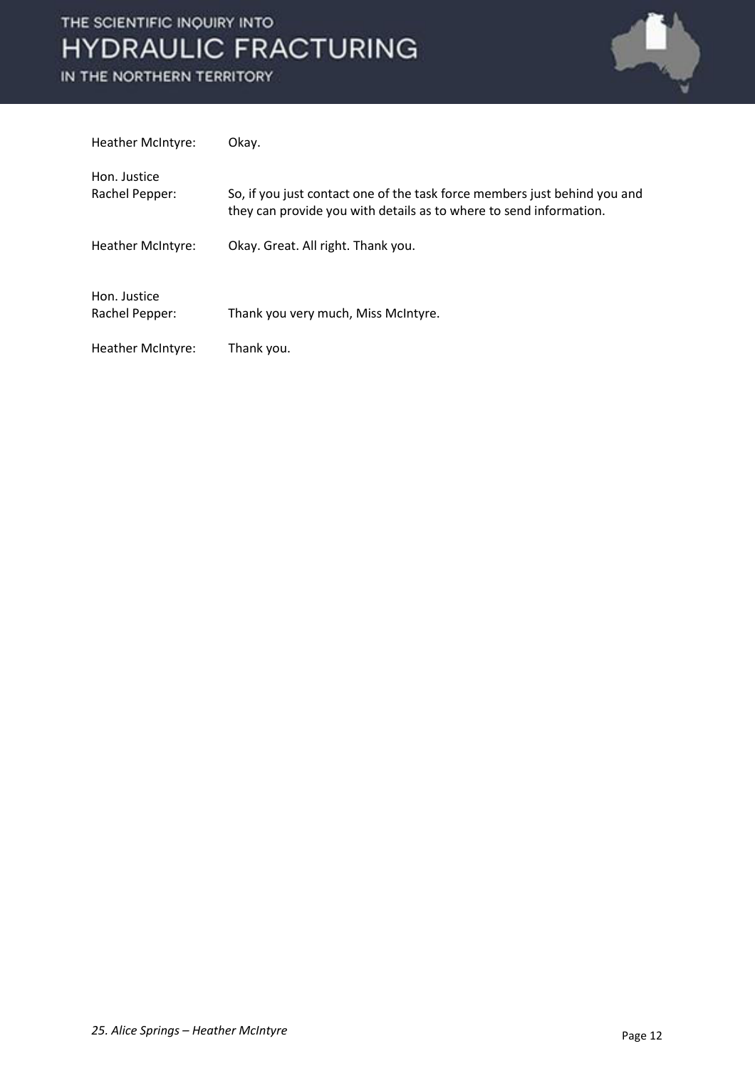Heather McIntyre: Okay.

Hon. Justice Rachel Pepper: So, if you just contact one of the task force members just behind you and they can provide you with details as to where to send information.

Heather McIntyre: Okay. Great. All right. Thank you.

Hon. Justice Rachel Pepper: Thank you very much, Miss McIntyre.

Heather McIntyre: Thank you.